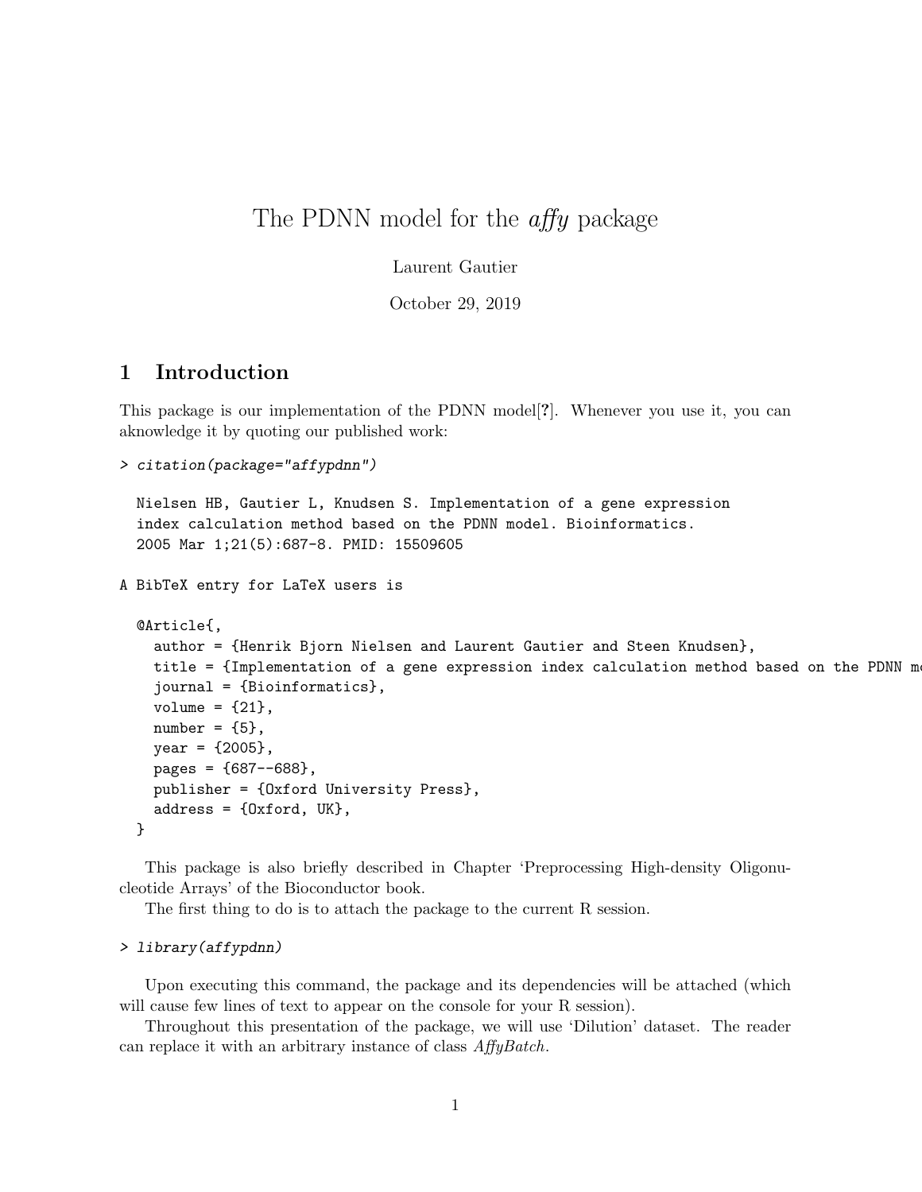# The PDNN model for the *affy* package

Laurent Gautier

October 29, 2019

## 1 Introduction

This package is our implementation of the PDNN model[**?**]. Whenever you use it, you can aknowledge it by quoting our published work:

```
> citation(package="affypdnn")

  Nielsen HB, Gautier L, Knudsen S. Implementation of a gene expression
  index calculation method based on the PDNN model. Bioinformatics.
  2005 Mar 1;21(5):687-8. PMID: 15509605

A BibTeX entry for LaTeX users is

  @Article{,
    author = {Henrik Bjorn Nielsen and Laurent Gautier and Steen Knudsen},
    title = {Implementation of a gene expression index calculation method based on the PDNN m
    journal = {Bioinformatics},
    volume = {21},
    number = {5},
    year = {2005},
    pages = {687--688},
    publisher = {Oxford University Press},
    address = {Oxford, UK},
  }
```

This package is also briefly described in Chapter 'Preprocessing High-density Oligonucleotide Arrays' of the Bioconductor book.

The first thing to do is to attach the package to the current R session.

```
> library(affypdnn)
```

Upon executing this command, the package and its dependencies will be attached (which will cause few lines of text to appear on the console for your R session).

Throughout this presentation of the package, we will use 'Dilution' dataset. The reader can replace it with an arbitrary instance of class *AffyBatch*.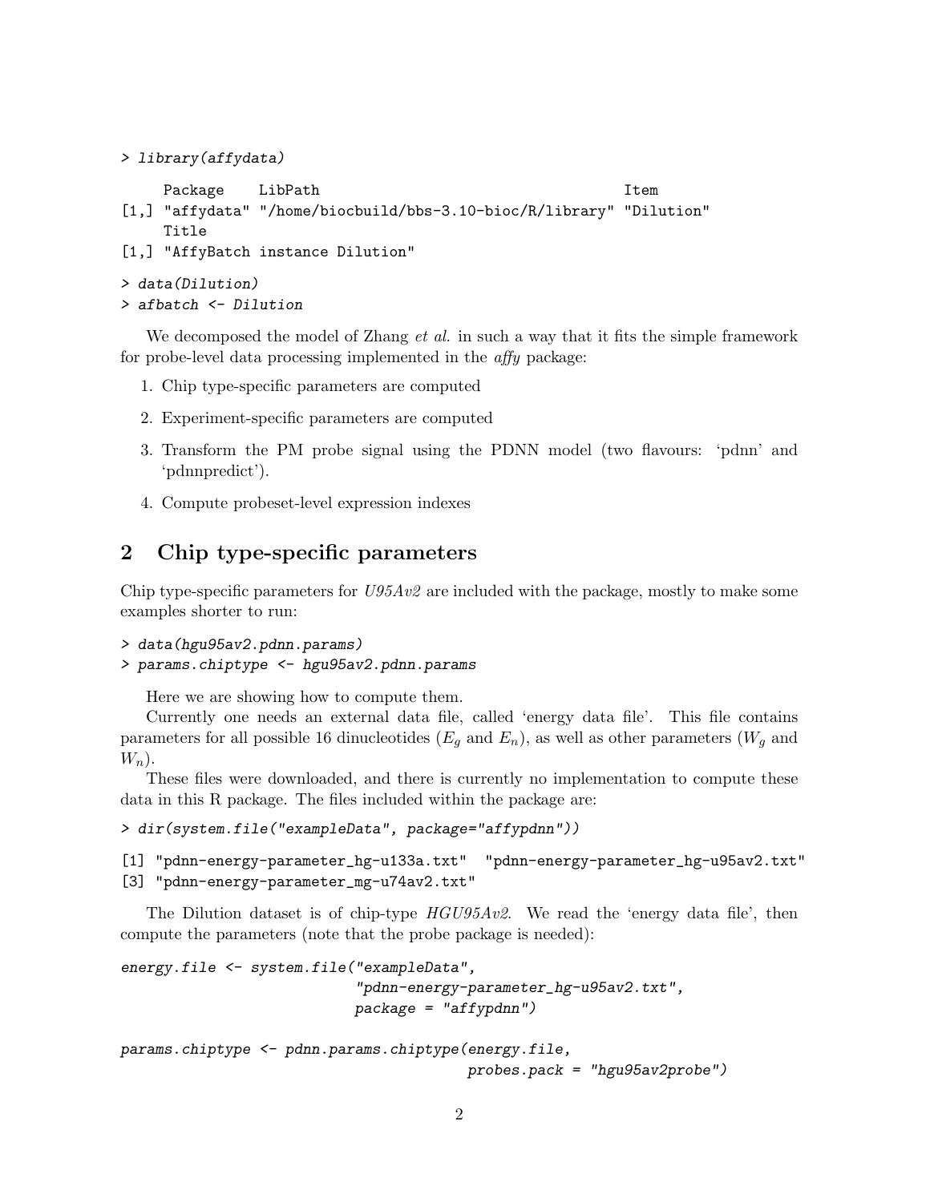```
> library(affydata)

     Package    LibPath                                        Item
[1,] "affydata" "/home/biocbuild/bbs-3.10-bioc/R/library" "Dilution"
     Title
[1,] "AffyBatch instance Dilution"

> data(Dilution)
> afbatch <- Dilution
```

We decomposed the model of Zhang *et al.* in such a way that it fits the simple framework for probe-level data processing implemented in the *affy* package:

1. Chip type-specific parameters are computed
2. Experiment-specific parameters are computed
3. Transform the PM probe signal using the PDNN model (two flavours: 'pdnn' and 'pdnnpredict').
4. Compute probeset-level expression indexes

## 2 Chip type-specific parameters

Chip type-specific parameters for *U95Av2* are included with the package, mostly to make some examples shorter to run:

```
> data(hgu95av2.pdnn.params)
> params.chiptype <- hgu95av2.pdnn.params
```

Here we are showing how to compute them.

Currently one needs an external data file, called 'energy data file'. This file contains parameters for all possible 16 dinucleotides ($E_g$ and $E_n$), as well as other parameters ($W_g$ and $W_n$).

These files were downloaded, and there is currently no implementation to compute these data in this R package. The files included within the package are:

```
> dir(system.file("exampleData", package="affypdnn"))

[1] "pdnn-energy-parameter_hg-u133a.txt"  "pdnn-energy-parameter_hg-u95av2.txt"
[3] "pdnn-energy-parameter_mg-u74av2.txt"
```

The Dilution dataset is of chip-type *HGU95Av2*. We read the 'energy data file', then compute the parameters (note that the probe package is needed):

```
energy.file <- system.file("exampleData",
                           "pdnn-energy-parameter_hg-u95av2.txt",
                           package = "affypdnn")

params.chiptype <- pdnn.params.chiptype(energy.file,
                                        probes.pack = "hgu95av2probe")
```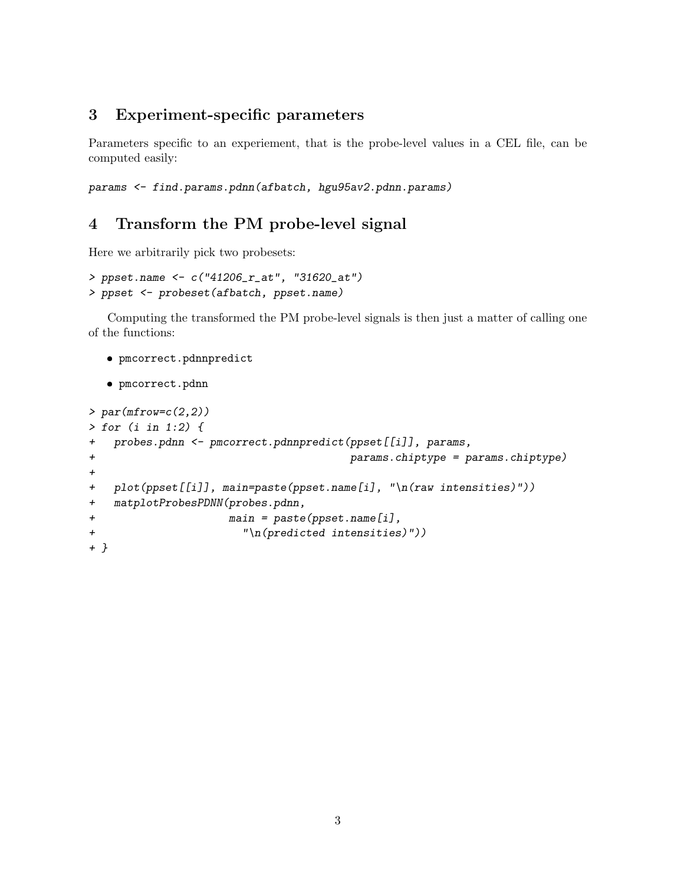## 3 Experiment-specific parameters

Parameters specific to an experiement, that is the probe-level values in a CEL file, can be computed easily:

```
params <- find.params.pdnn(afbatch, hgu95av2.pdnn.params)
```

## 4 Transform the PM probe-level signal

Here we arbitrarily pick two probesets:

```
> ppset.name <- c("41206_r_at", "31620_at")
> ppset <- probeset(afbatch, ppset.name)
```

Computing the transformed the PM probe-level signals is then just a matter of calling one of the functions:

- pmcorrect.pdnnpredict
- pmcorrect.pdnn

```
> par(mfrow=c(2,2))
> for (i in 1:2) {
+   probes.pdnn <- pmcorrect.pdnnpredict(ppset[[i]], params,
+                                        params.chiptype = params.chiptype)
+
+   plot(ppset[[i]], main=paste(ppset.name[i], "\n(raw intensities)"))
+   matplotProbesPDNN(probes.pdnn,
+                     main = paste(ppset.name[i],
+                       "\n(predicted intensities)"))
+ }
```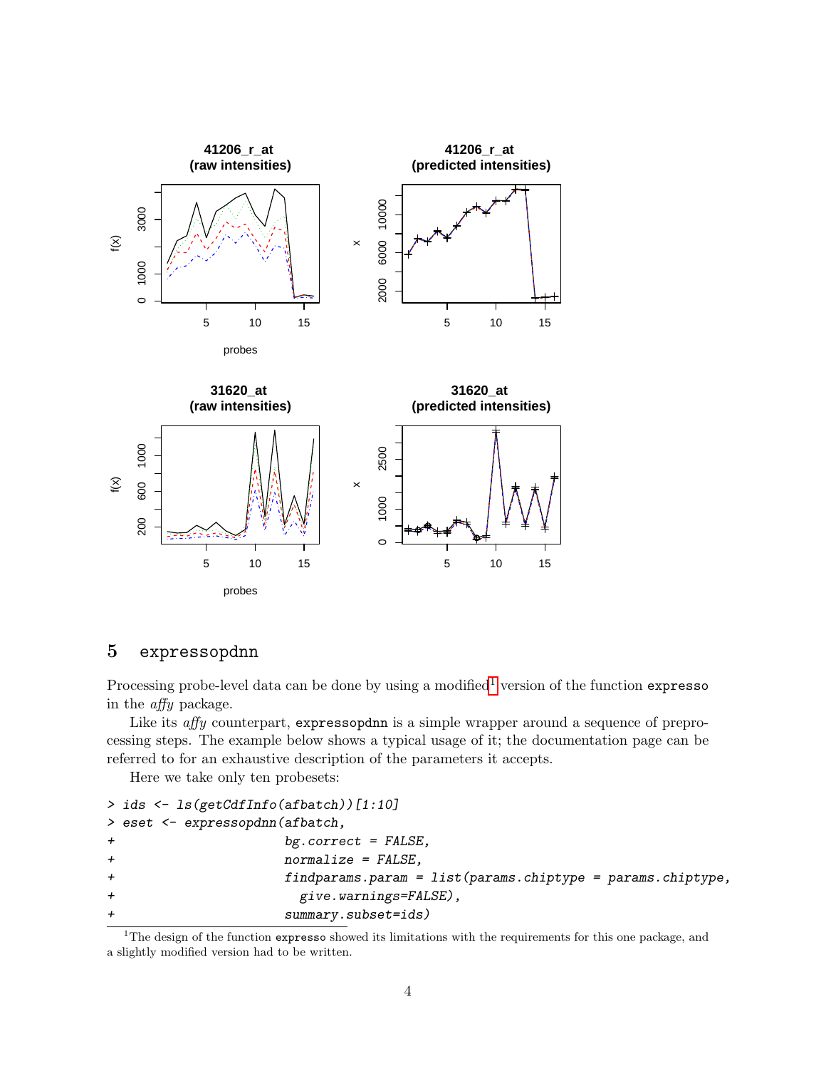## 5 expressopdnn

Processing probe-level data can be done by using a modified[1] version of the function `expresso` in the *affy* package.

Like its *affy* counterpart, `expressopdnn` is a simple wrapper around a sequence of preprocessing steps. The example below shows a typical usage of it; the documentation page can be referred to for an exhaustive description of the parameters it accepts.

Here we take only ten probesets:

```
> ids <- ls(getCdfInfo(afbatch))[1:10]
> eset <- expressopdnn(afbatch,
+                      bg.correct = FALSE,
+                      normalize = FALSE,
+                      findparams.param = list(params.chiptype = params.chiptype,
+                        give.warnings=FALSE),
+                      summary.subset=ids)
```

[1]The design of the function `expresso` showed its limitations with the requirements for this one package, and a slightly modified version had to be written.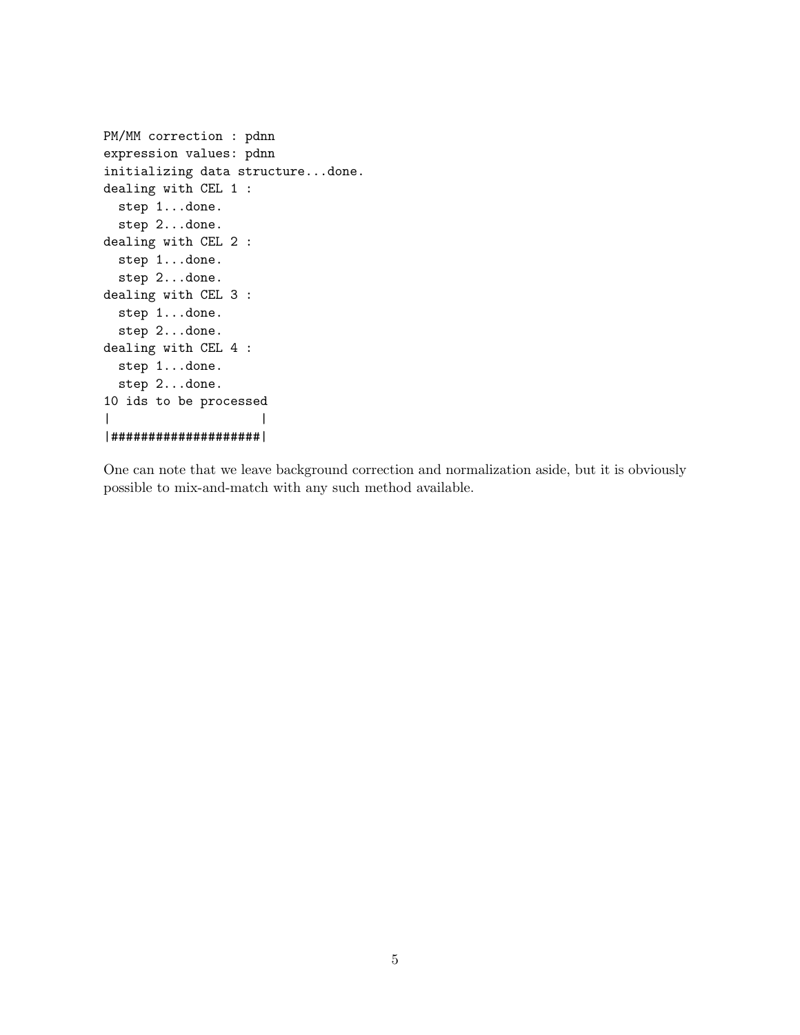```
PM/MM correction : pdnn
expression values: pdnn
initializing data structure...done.
dealing with CEL 1 :
  step 1...done.
  step 2...done.
dealing with CEL 2 :
  step 1...done.
  step 2...done.
dealing with CEL 3 :
  step 1...done.
  step 2...done.
dealing with CEL 4 :
  step 1...done.
  step 2...done.
10 ids to be processed
|                    |
|####################|
```

One can note that we leave background correction and normalization aside, but it is obviously possible to mix-and-match with any such method available.